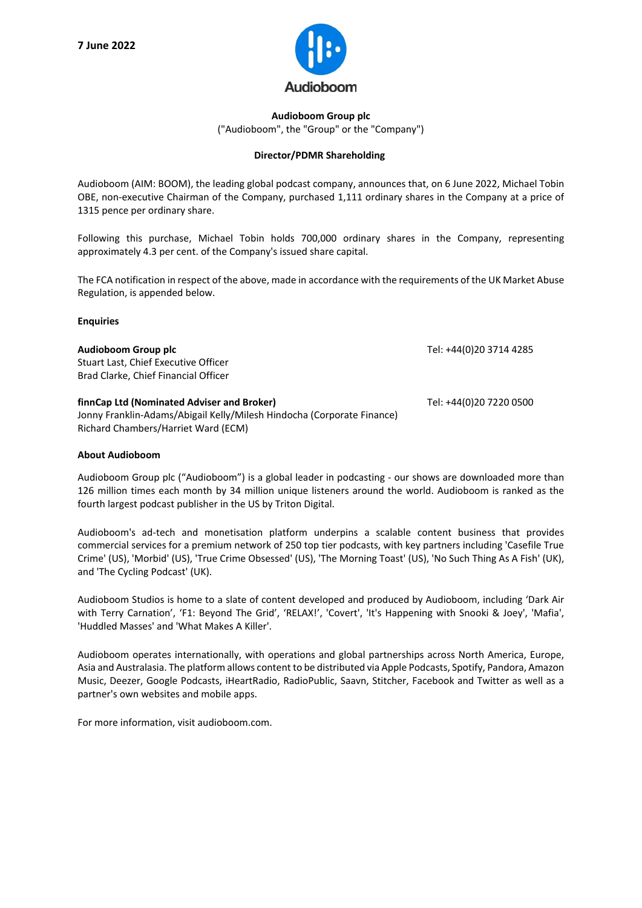**7 June 2022**

Audioboom

**Audioboom Group plc**

("Audioboom", the "Group" or the "Company")

**Director/PDMR Shareholding**

Audioboom (AIM: BOOM), the leading global podcast company, announces that, on 6 June 2022, Michael Tobin OBE, non-executive Chairman of the Company, purchased 1,111 ordinary shares in the Company at a price of 1315 pence per ordinary share.

Following this purchase, Michael Tobin holds 700,000 ordinary shares in the Company, representing approximately 4.3 per cent. of the Company's issued share capital.

The FCA notification in respect of the above, made in accordance with the requirements of the UK Market Abuse Regulation, is appended below.

**Enquiries**

**Audioboom Group plc** Tel: +44(0)20 3714 4285
Stuart Last, Chief Executive Officer
Brad Clarke, Chief Financial Officer

**finnCap Ltd (Nominated Adviser and Broker)** Tel: +44(0)20 7220 0500
Jonny Franklin-Adams/Abigail Kelly/Milesh Hindocha (Corporate Finance)
Richard Chambers/Harriet Ward (ECM)

**About Audioboom**

Audioboom Group plc ("Audioboom") is a global leader in podcasting - our shows are downloaded more than 126 million times each month by 34 million unique listeners around the world. Audioboom is ranked as the fourth largest podcast publisher in the US by Triton Digital.

Audioboom's ad-tech and monetisation platform underpins a scalable content business that provides commercial services for a premium network of 250 top tier podcasts, with key partners including 'Casefile True Crime' (US), 'Morbid' (US), 'True Crime Obsessed' (US), 'The Morning Toast' (US), 'No Such Thing As A Fish' (UK), and 'The Cycling Podcast' (UK).

Audioboom Studios is home to a slate of content developed and produced by Audioboom, including 'Dark Air with Terry Carnation', 'F1: Beyond The Grid', 'RELAX!', 'Covert', 'It's Happening with Snooki & Joey', 'Mafia', 'Huddled Masses' and 'What Makes A Killer'.

Audioboom operates internationally, with operations and global partnerships across North America, Europe, Asia and Australasia. The platform allows content to be distributed via Apple Podcasts, Spotify, Pandora, Amazon Music, Deezer, Google Podcasts, iHeartRadio, RadioPublic, Saavn, Stitcher, Facebook and Twitter as well as a partner's own websites and mobile apps.

For more information, visit audioboom.com.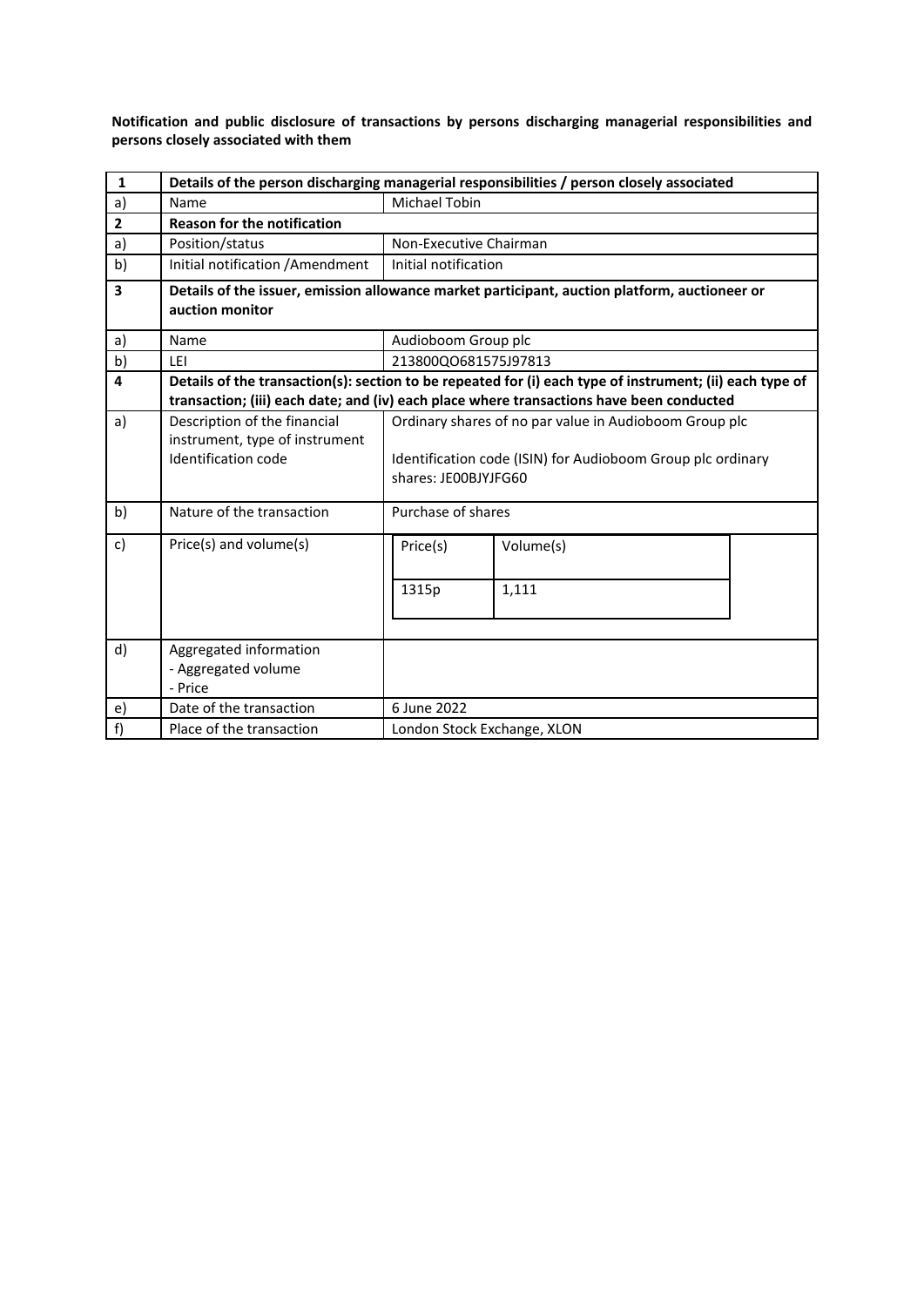**Notification and public disclosure of transactions by persons discharging managerial responsibilities and persons closely associated with them**

| | | |
|---|---|---|
| **1** | **Details of the person discharging managerial responsibilities / person closely associated** | |
| a) | Name | Michael Tobin |
| **2** | **Reason for the notification** | |
| a) | Position/status | Non-Executive Chairman |
| b) | Initial notification /Amendment | Initial notification |
| **3** | **Details of the issuer, emission allowance market participant, auction platform, auctioneer or auction monitor** | |
| a) | Name | Audioboom Group plc |
| b) | LEI | 213800QO681575J97813 |
| **4** | **Details of the transaction(s): section to be repeated for (i) each type of instrument; (ii) each type of transaction; (iii) each date; and (iv) each place where transactions have been conducted** | |
| a) | Description of the financial instrument, type of instrument<br>Identification code | Ordinary shares of no par value in Audioboom Group plc<br><br>Identification code (ISIN) for Audioboom Group plc ordinary shares: JE00BJYJFG60 |
| b) | Nature of the transaction | Purchase of shares |
| c) | Price(s) and volume(s) | Price(s): 1315p; Volume(s): 1,111 |
| d) | Aggregated information<br>- Aggregated volume<br>- Price | |
| e) | Date of the transaction | 6 June 2022 |
| f) | Place of the transaction | London Stock Exchange, XLON |